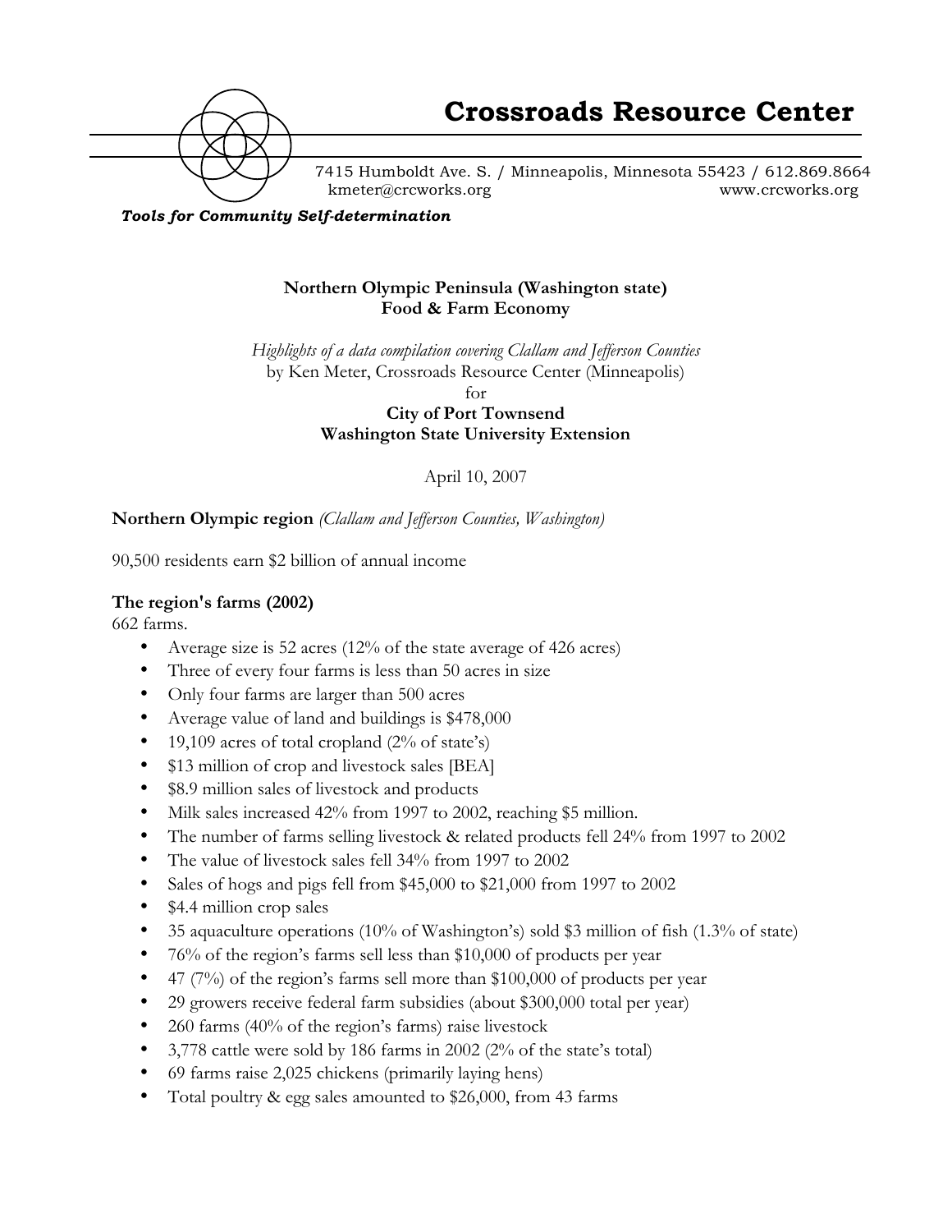# Crossroads Resource Center

7415 Humboldt Ave. S. / Minneapolis, Minnesota 55423 / 612.869.8664
kmeter@crcworks.org www.crcworks.org

***Tools for Community Self-determination***

**Northern Olympic Peninsula (Washington state)**
**Food & Farm Economy**

*Highlights of a data compilation covering Clallam and Jefferson Counties*
by Ken Meter, Crossroads Resource Center (Minneapolis)
for
**City of Port Townsend**
**Washington State University Extension**

April 10, 2007

**Northern Olympic region** *(Clallam and Jefferson Counties, Washington)*

90,500 residents earn $2 billion of annual income

**The region's farms (2002)**

662 farms.

- Average size is 52 acres (12% of the state average of 426 acres)
- Three of every four farms is less than 50 acres in size
- Only four farms are larger than 500 acres
- Average value of land and buildings is $478,000
- 19,109 acres of total cropland (2% of state's)
- $13 million of crop and livestock sales [BEA]
- $8.9 million sales of livestock and products
- Milk sales increased 42% from 1997 to 2002, reaching $5 million.
- The number of farms selling livestock & related products fell 24% from 1997 to 2002
- The value of livestock sales fell 34% from 1997 to 2002
- Sales of hogs and pigs fell from $45,000 to $21,000 from 1997 to 2002
- $4.4 million crop sales
- 35 aquaculture operations (10% of Washington's) sold $3 million of fish (1.3% of state)
- 76% of the region's farms sell less than $10,000 of products per year
- 47 (7%) of the region's farms sell more than $100,000 of products per year
- 29 growers receive federal farm subsidies (about $300,000 total per year)
- 260 farms (40% of the region's farms) raise livestock
- 3,778 cattle were sold by 186 farms in 2002 (2% of the state's total)
- 69 farms raise 2,025 chickens (primarily laying hens)
- Total poultry & egg sales amounted to $26,000, from 43 farms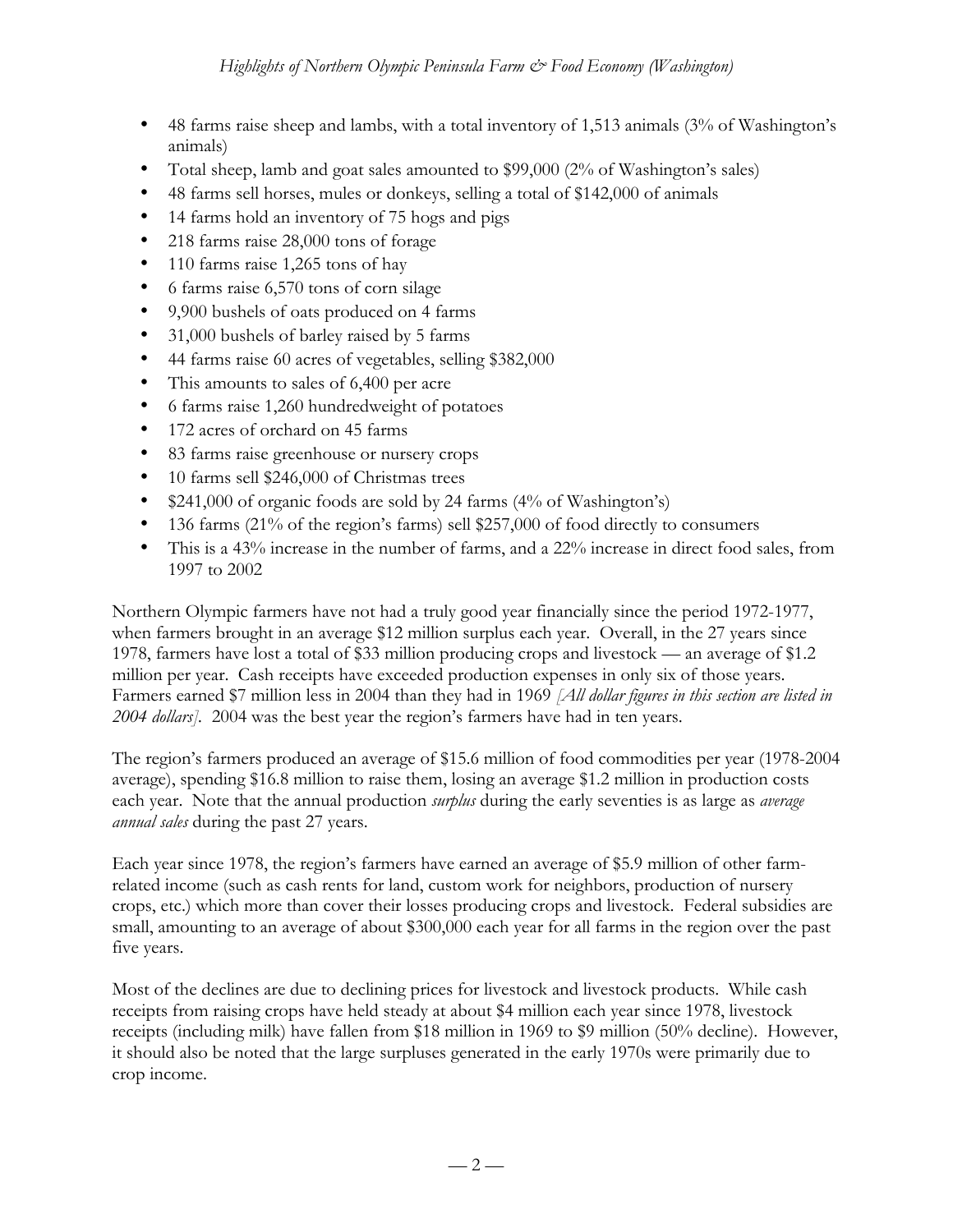- 48 farms raise sheep and lambs, with a total inventory of 1,513 animals (3% of Washington's animals)
- Total sheep, lamb and goat sales amounted to $99,000 (2% of Washington's sales)
- 48 farms sell horses, mules or donkeys, selling a total of $142,000 of animals
- 14 farms hold an inventory of 75 hogs and pigs
- 218 farms raise 28,000 tons of forage
- 110 farms raise 1,265 tons of hay
- 6 farms raise 6,570 tons of corn silage
- 9,900 bushels of oats produced on 4 farms
- 31,000 bushels of barley raised by 5 farms
- 44 farms raise 60 acres of vegetables, selling $382,000
- This amounts to sales of 6,400 per acre
- 6 farms raise 1,260 hundredweight of potatoes
- 172 acres of orchard on 45 farms
- 83 farms raise greenhouse or nursery crops
- 10 farms sell $246,000 of Christmas trees
- $241,000 of organic foods are sold by 24 farms (4% of Washington's)
- 136 farms (21% of the region's farms) sell $257,000 of food directly to consumers
- This is a 43% increase in the number of farms, and a 22% increase in direct food sales, from 1997 to 2002

Northern Olympic farmers have not had a truly good year financially since the period 1972-1977, when farmers brought in an average $12 million surplus each year. Overall, in the 27 years since 1978, farmers have lost a total of $33 million producing crops and livestock — an average of $1.2 million per year. Cash receipts have exceeded production expenses in only six of those years. Farmers earned $7 million less in 2004 than they had in 1969 *[All dollar figures in this section are listed in 2004 dollars]*. 2004 was the best year the region's farmers have had in ten years.

The region's farmers produced an average of $15.6 million of food commodities per year (1978-2004 average), spending $16.8 million to raise them, losing an average $1.2 million in production costs each year. Note that the annual production *surplus* during the early seventies is as large as *average annual sales* during the past 27 years.

Each year since 1978, the region's farmers have earned an average of $5.9 million of other farm-related income (such as cash rents for land, custom work for neighbors, production of nursery crops, etc.) which more than cover their losses producing crops and livestock. Federal subsidies are small, amounting to an average of about $300,000 each year for all farms in the region over the past five years.

Most of the declines are due to declining prices for livestock and livestock products. While cash receipts from raising crops have held steady at about $4 million each year since 1978, livestock receipts (including milk) have fallen from $18 million in 1969 to $9 million (50% decline). However, it should also be noted that the large surpluses generated in the early 1970s were primarily due to crop income.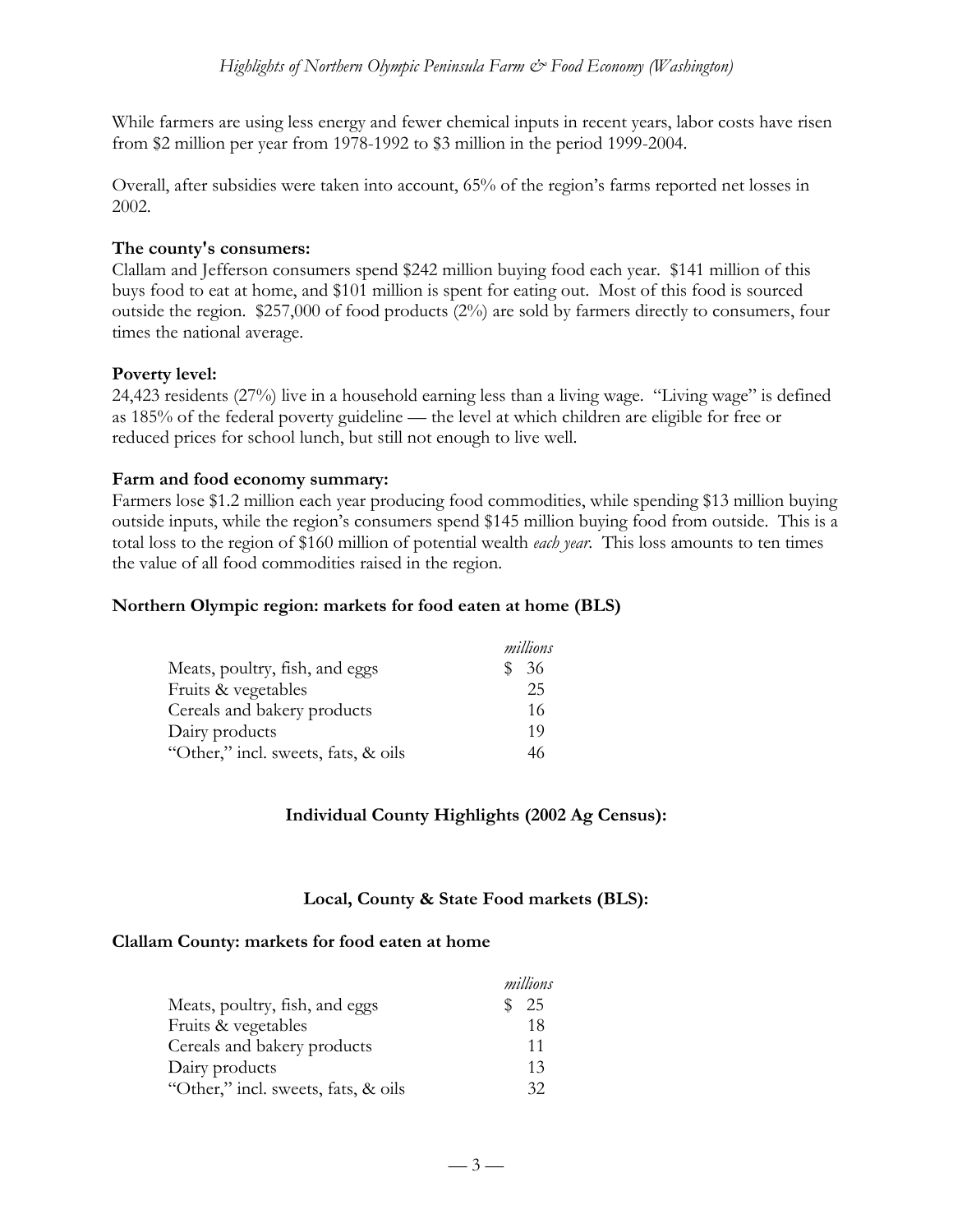While farmers are using less energy and fewer chemical inputs in recent years, labor costs have risen from $2 million per year from 1978-1992 to $3 million in the period 1999-2004.

Overall, after subsidies were taken into account, 65% of the region's farms reported net losses in 2002.

**The county's consumers:**
Clallam and Jefferson consumers spend $242 million buying food each year. $141 million of this buys food to eat at home, and $101 million is spent for eating out. Most of this food is sourced outside the region. $257,000 of food products (2%) are sold by farmers directly to consumers, four times the national average.

**Poverty level:**
24,423 residents (27%) live in a household earning less than a living wage. "Living wage" is defined as 185% of the federal poverty guideline — the level at which children are eligible for free or reduced prices for school lunch, but still not enough to live well.

**Farm and food economy summary:**
Farmers lose $1.2 million each year producing food commodities, while spending $13 million buying outside inputs, while the region's consumers spend $145 million buying food from outside. This is a total loss to the region of $160 million of potential wealth *each year*. This loss amounts to ten times the value of all food commodities raised in the region.

**Northern Olympic region: markets for food eaten at home (BLS)**

| | *millions* |
|---|---|
| Meats, poultry, fish, and eggs | $ 36 |
| Fruits & vegetables | 25 |
| Cereals and bakery products | 16 |
| Dairy products | 19 |
| "Other," incl. sweets, fats, & oils | 46 |

**Individual County Highlights (2002 Ag Census):**

**Local, County & State Food markets (BLS):**

**Clallam County: markets for food eaten at home**

| | *millions* |
|---|---|
| Meats, poultry, fish, and eggs | $ 25 |
| Fruits & vegetables | 18 |
| Cereals and bakery products | 11 |
| Dairy products | 13 |
| "Other," incl. sweets, fats, & oils | 32 |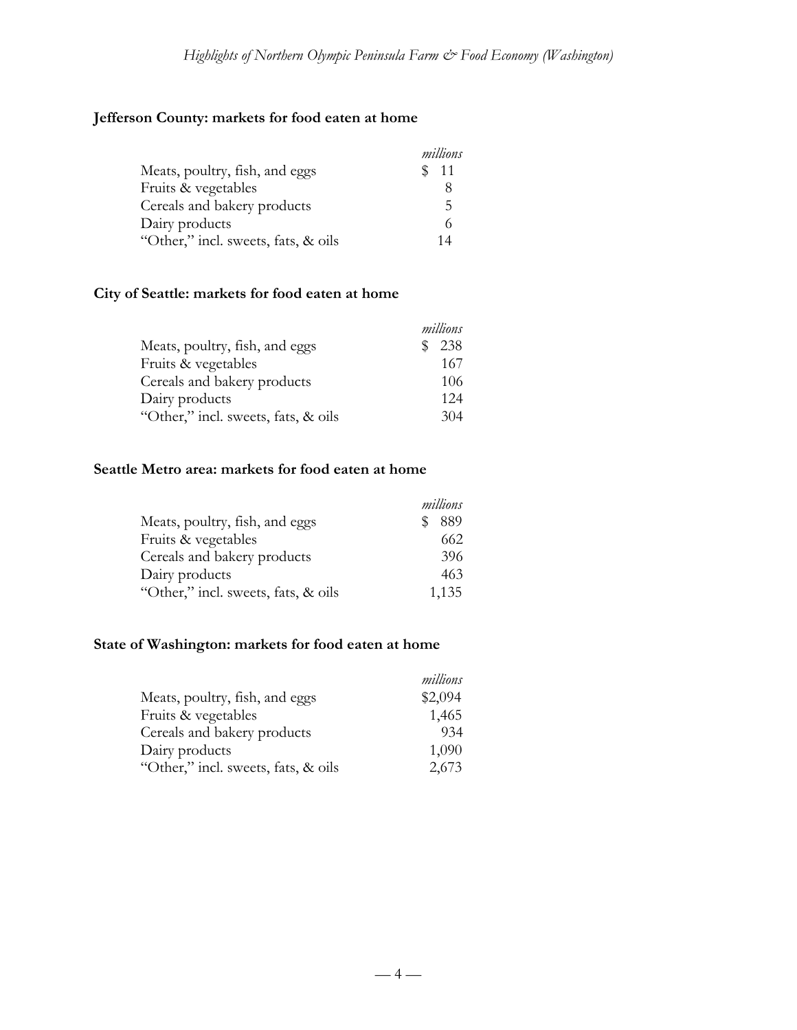**Jefferson County: markets for food eaten at home**

| | *millions* |
|---|---|
| Meats, poultry, fish, and eggs | $ 11 |
| Fruits & vegetables | 8 |
| Cereals and bakery products | 5 |
| Dairy products | 6 |
| "Other," incl. sweets, fats, & oils | 14 |

**City of Seattle: markets for food eaten at home**

| | *millions* |
|---|---|
| Meats, poultry, fish, and eggs | $ 238 |
| Fruits & vegetables | 167 |
| Cereals and bakery products | 106 |
| Dairy products | 124 |
| "Other," incl. sweets, fats, & oils | 304 |

**Seattle Metro area: markets for food eaten at home**

| | *millions* |
|---|---|
| Meats, poultry, fish, and eggs | $ 889 |
| Fruits & vegetables | 662 |
| Cereals and bakery products | 396 |
| Dairy products | 463 |
| "Other," incl. sweets, fats, & oils | 1,135 |

**State of Washington: markets for food eaten at home**

| | *millions* |
|---|---|
| Meats, poultry, fish, and eggs | $2,094 |
| Fruits & vegetables | 1,465 |
| Cereals and bakery products | 934 |
| Dairy products | 1,090 |
| "Other," incl. sweets, fats, & oils | 2,673 |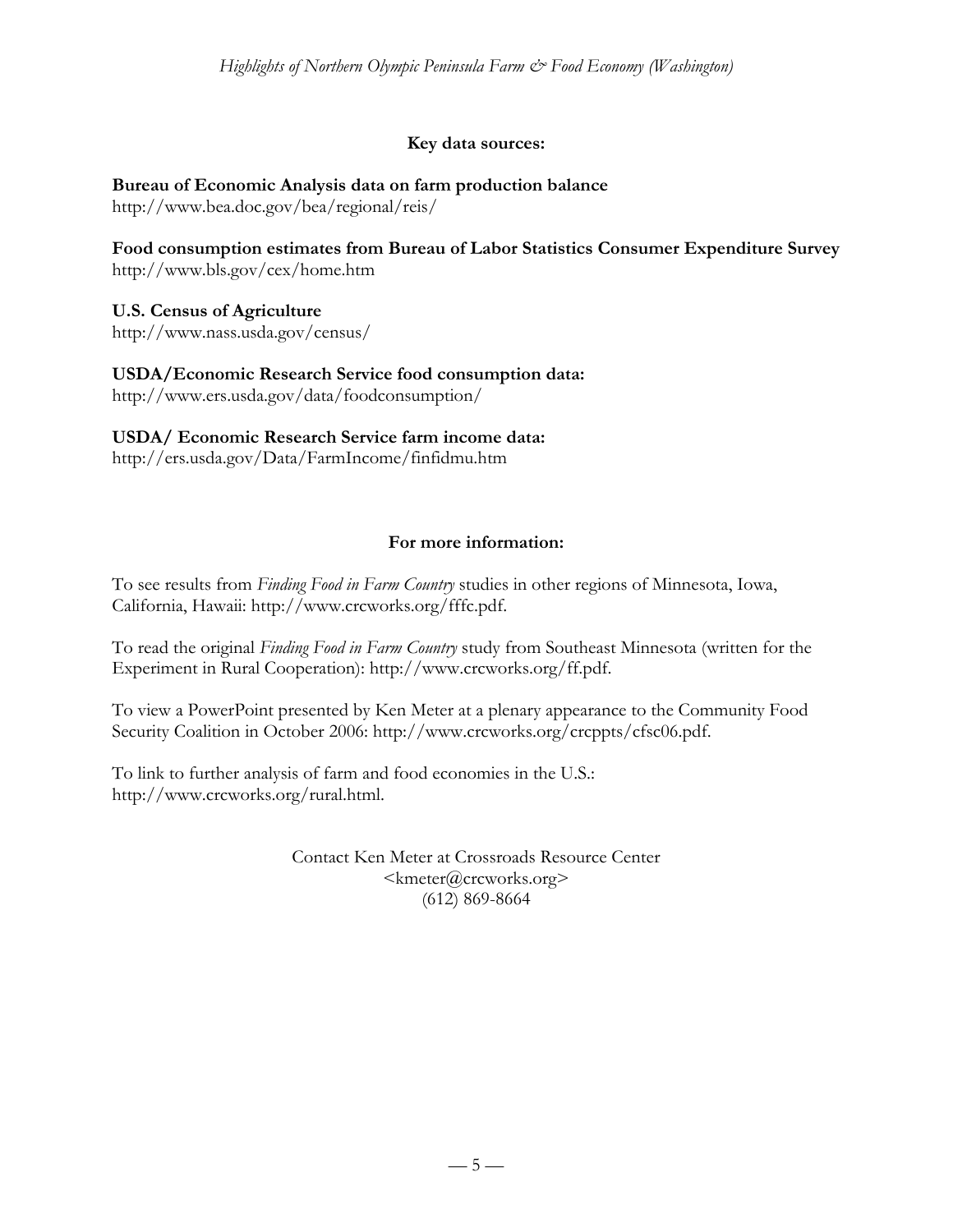## Key data sources:

**Bureau of Economic Analysis data on farm production balance**
http://www.bea.doc.gov/bea/regional/reis/

**Food consumption estimates from Bureau of Labor Statistics Consumer Expenditure Survey**
http://www.bls.gov/cex/home.htm

**U.S. Census of Agriculture**
http://www.nass.usda.gov/census/

**USDA/Economic Research Service food consumption data:**
http://www.ers.usda.gov/data/foodconsumption/

**USDA/ Economic Research Service farm income data:**
http://ers.usda.gov/Data/FarmIncome/finfidmu.htm

## For more information:

To see results from *Finding Food in Farm Country* studies in other regions of Minnesota, Iowa, California, Hawaii: http://www.crcworks.org/fffc.pdf.

To read the original *Finding Food in Farm Country* study from Southeast Minnesota (written for the Experiment in Rural Cooperation): http://www.crcworks.org/ff.pdf.

To view a PowerPoint presented by Ken Meter at a plenary appearance to the Community Food Security Coalition in October 2006: http://www.crcworks.org/crcppts/cfsc06.pdf.

To link to further analysis of farm and food economies in the U.S.: http://www.crcworks.org/rural.html.

Contact Ken Meter at Crossroads Resource Center
<kmeter@crcworks.org>
(612) 869-8664